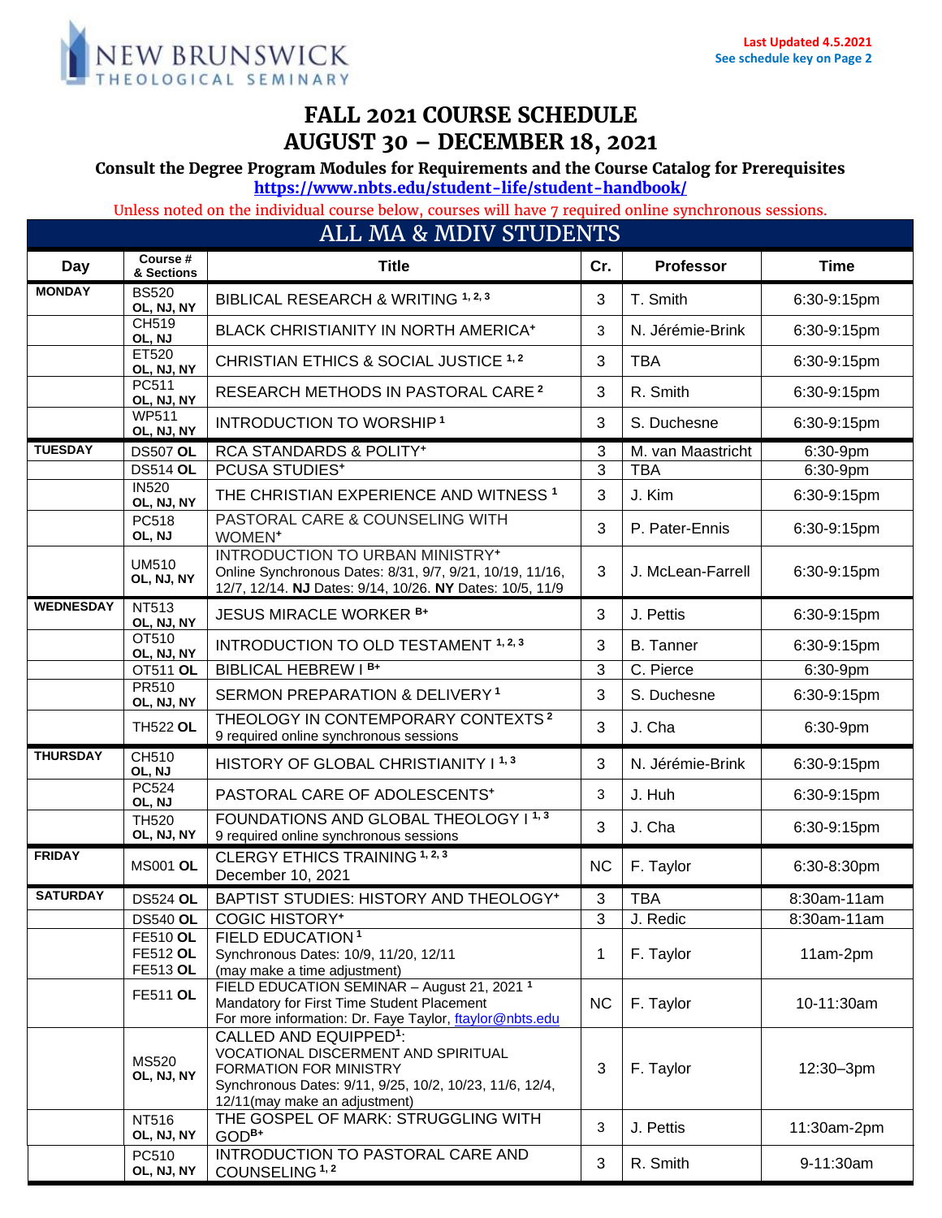NEW BRUNSWICK THEOLOGICAL SEMINARY

**Last Updated 4.5.2021**
**See schedule key on Page 2**

# FALL 2021 COURSE SCHEDULE
# AUGUST 30 – DECEMBER 18, 2021

**Consult the Degree Program Modules for Requirements and the Course Catalog for Prerequisites**
**https://www.nbts.edu/student-life/student-handbook/**

Unless noted on the individual course below, courses will have 7 required online synchronous sessions.

## ALL MA & MDIV STUDENTS

| Day | Course # & Sections | Title | Cr. | Professor | Time |
|---|---|---|---|---|---|
| MONDAY | BS520 **OL, NJ, NY** | BIBLICAL RESEARCH & WRITING [1, 2, 3] | 3 | T. Smith | 6:30-9:15pm |
| | CH519 **OL, NJ** | BLACK CHRISTIANITY IN NORTH AMERICA+ | 3 | N. Jérémie-Brink | 6:30-9:15pm |
| | ET520 **OL, NJ, NY** | CHRISTIAN ETHICS & SOCIAL JUSTICE [1, 2] | 3 | TBA | 6:30-9:15pm |
| | PC511 **OL, NJ, NY** | RESEARCH METHODS IN PASTORAL CARE [2] | 3 | R. Smith | 6:30-9:15pm |
| | WP511 **OL, NJ, NY** | INTRODUCTION TO WORSHIP [1] | 3 | S. Duchesne | 6:30-9:15pm |
| TUESDAY | DS507 **OL** | RCA STANDARDS & POLITY+ | 3 | M. van Maastricht | 6:30-9pm |
| | DS514 **OL** | PCUSA STUDIES+ | 3 | TBA | 6:30-9pm |
| | IN520 **OL, NJ, NY** | THE CHRISTIAN EXPERIENCE AND WITNESS [1] | 3 | J. Kim | 6:30-9:15pm |
| | PC518 **OL, NJ** | PASTORAL CARE & COUNSELING WITH WOMEN+ | 3 | P. Pater-Ennis | 6:30-9:15pm |
| | UM510 **OL, NJ, NY** | INTRODUCTION TO URBAN MINISTRY+ Online Synchronous Dates: 8/31, 9/7, 9/21, 10/19, 11/16, 12/7, 12/14. **NJ** Dates: 9/14, 10/26. **NY** Dates: 10/5, 11/9 | 3 | J. McLean-Farrell | 6:30-9:15pm |
| WEDNESDAY | NT513 **OL, NJ, NY** | JESUS MIRACLE WORKER [B+] | 3 | J. Pettis | 6:30-9:15pm |
| | OT510 **OL, NJ, NY** | INTRODUCTION TO OLD TESTAMENT [1, 2, 3] | 3 | B. Tanner | 6:30-9:15pm |
| | OT511 **OL** | BIBLICAL HEBREW I [B+] | 3 | C. Pierce | 6:30-9pm |
| | PR510 **OL, NJ, NY** | SERMON PREPARATION & DELIVERY [1] | 3 | S. Duchesne | 6:30-9:15pm |
| | TH522 **OL** | THEOLOGY IN CONTEMPORARY CONTEXTS [2] 9 required online synchronous sessions | 3 | J. Cha | 6:30-9pm |
| THURSDAY | CH510 **OL, NJ** | HISTORY OF GLOBAL CHRISTIANITY I [1, 3] | 3 | N. Jérémie-Brink | 6:30-9:15pm |
| | PC524 **OL, NJ** | PASTORAL CARE OF ADOLESCENTS+ | 3 | J. Huh | 6:30-9:15pm |
| | TH520 **OL, NJ, NY** | FOUNDATIONS AND GLOBAL THEOLOGY I [1, 3] 9 required online synchronous sessions | 3 | J. Cha | 6:30-9:15pm |
| FRIDAY | MS001 **OL** | CLERGY ETHICS TRAINING [1, 2, 3] December 10, 2021 | NC | F. Taylor | 6:30-8:30pm |
| SATURDAY | DS524 **OL** | BAPTIST STUDIES: HISTORY AND THEOLOGY+ | 3 | TBA | 8:30am-11am |
| | DS540 **OL** | COGIC HISTORY+ | 3 | J. Redic | 8:30am-11am |
| | FE510 **OL** FE512 **OL** FE513 **OL** | FIELD EDUCATION [1] Synchronous Dates: 10/9, 11/20, 12/11 (may make a time adjustment) | 1 | F. Taylor | 11am-2pm |
| | FE511 **OL** | FIELD EDUCATION SEMINAR – August 21, 2021 [1] Mandatory for First Time Student Placement For more information: Dr. Faye Taylor, ftaylor@nbts.edu | NC | F. Taylor | 10-11:30am |
| | MS520 **OL, NJ, NY** | CALLED AND EQUIPPED[1]: VOCATIONAL DISCERNMENT AND SPIRITUAL FORMATION FOR MINISTRY Synchronous Dates: 9/11, 9/25, 10/2, 10/23, 11/6, 12/4, 12/11(may make an adjustment) | 3 | F. Taylor | 12:30–3pm |
| | NT516 **OL, NJ, NY** | THE GOSPEL OF MARK: STRUGGLING WITH GOD[B+] | 3 | J. Pettis | 11:30am-2pm |
| | PC510 **OL, NJ, NY** | INTRODUCTION TO PASTORAL CARE AND COUNSELING [1, 2] | 3 | R. Smith | 9-11:30am |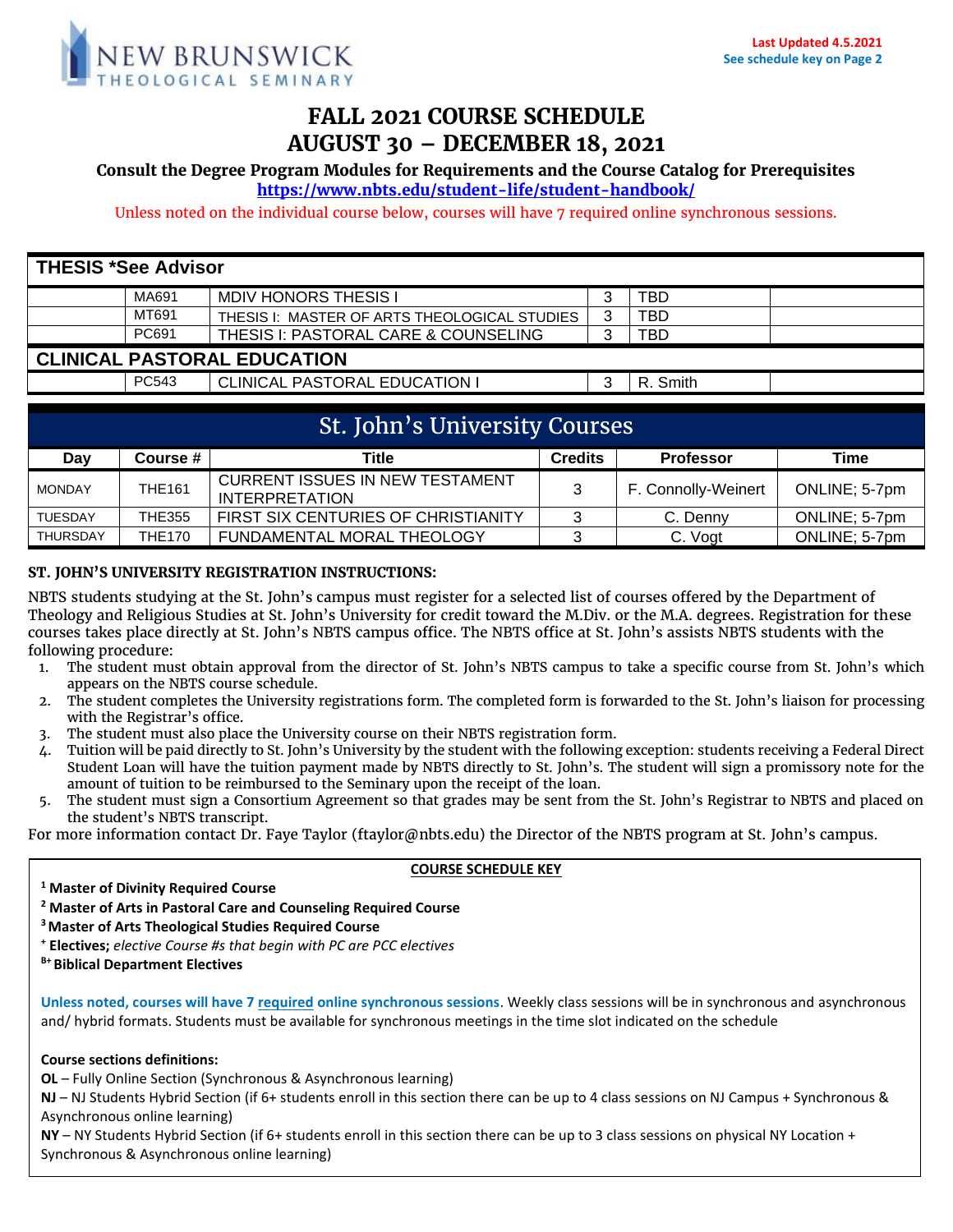NEW BRUNSWICK THEOLOGICAL SEMINARY

**Last Updated 4.5.2021**
**See schedule key on Page 2**

# FALL 2021 COURSE SCHEDULE
# AUGUST 30 – DECEMBER 18, 2021

**Consult the Degree Program Modules for Requirements and the Course Catalog for Prerequisites**
**https://www.nbts.edu/student-life/student-handbook/**

Unless noted on the individual course below, courses will have 7 required online synchronous sessions.

| THESIS *See Advisor | | | | | |
|---|---|---|---|---|---|
| | MA691 | MDIV HONORS THESIS I | 3 | TBD | |
| | MT691 | THESIS I: MASTER OF ARTS THEOLOGICAL STUDIES | 3 | TBD | |
| | PC691 | THESIS I: PASTORAL CARE & COUNSELING | 3 | TBD | |
| **CLINICAL PASTORAL EDUCATION** | | | | | |
| | PC543 | CLINICAL PASTORAL EDUCATION I | 3 | R. Smith | |

## St. John's University Courses

| Day | Course # | Title | Credits | Professor | Time |
|---|---|---|---|---|---|
| MONDAY | THE161 | CURRENT ISSUES IN NEW TESTAMENT INTERPRETATION | 3 | F. Connolly-Weinert | ONLINE; 5-7pm |
| TUESDAY | THE355 | FIRST SIX CENTURIES OF CHRISTIANITY | 3 | C. Denny | ONLINE; 5-7pm |
| THURSDAY | THE170 | FUNDAMENTAL MORAL THEOLOGY | 3 | C. Vogt | ONLINE; 5-7pm |

**ST. JOHN'S UNIVERSITY REGISTRATION INSTRUCTIONS:**

NBTS students studying at the St. John's campus must register for a selected list of courses offered by the Department of Theology and Religious Studies at St. John's University for credit toward the M.Div. or the M.A. degrees. Registration for these courses takes place directly at St. John's NBTS campus office. The NBTS office at St. John's assists NBTS students with the following procedure:

1. The student must obtain approval from the director of St. John's NBTS campus to take a specific course from St. John's which appears on the NBTS course schedule.
2. The student completes the University registrations form. The completed form is forwarded to the St. John's liaison for processing with the Registrar's office.
3. The student must also place the University course on their NBTS registration form.
4. Tuition will be paid directly to St. John's University by the student with the following exception: students receiving a Federal Direct Student Loan will have the tuition payment made by NBTS directly to St. John's. The student will sign a promissory note for the amount of tuition to be reimbursed to the Seminary upon the receipt of the loan.
5. The student must sign a Consortium Agreement so that grades may be sent from the St. John's Registrar to NBTS and placed on the student's NBTS transcript.

For more information contact Dr. Faye Taylor (ftaylor@nbts.edu) the Director of the NBTS program at St. John's campus.

**COURSE SCHEDULE KEY**

[1] **Master of Divinity Required Course**
[2] **Master of Arts in Pastoral Care and Counseling Required Course**
[3] **Master of Arts Theological Studies Required Course**
[+] **Electives;** *elective Course #s that begin with PC are PCC electives*
[B+] **Biblical Department Electives**

**Unless noted, courses will have 7 required online synchronous sessions**. Weekly class sessions will be in synchronous and asynchronous and/ hybrid formats. Students must be available for synchronous meetings in the time slot indicated on the schedule

**Course sections definitions:**
**OL** – Fully Online Section (Synchronous & Asynchronous learning)
**NJ** – NJ Students Hybrid Section (if 6+ students enroll in this section there can be up to 4 class sessions on NJ Campus + Synchronous & Asynchronous online learning)
**NY** – NY Students Hybrid Section (if 6+ students enroll in this section there can be up to 3 class sessions on physical NY Location + Synchronous & Asynchronous online learning)